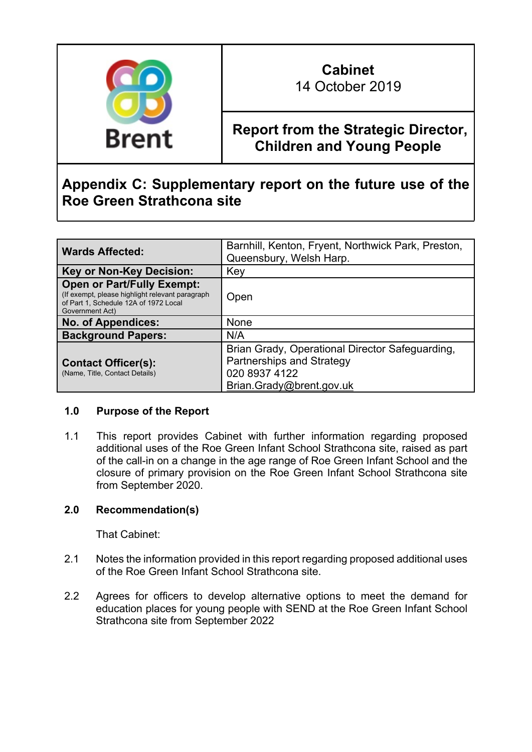| Brent | **Cabinet** 14 October 2019 |
| --- | --- |
| | **Report from the Strategic Director, Children and Young People** |

## Appendix C: Supplementary report on the future use of the Roe Green Strathcona site

| | |
| --- | --- |
| **Wards Affected:** | Barnhill, Kenton, Fryent, Northwick Park, Preston, Queensbury, Welsh Harp. |
| **Key or Non-Key Decision:** | Key |
| **Open or Part/Fully Exempt:** (If exempt, please highlight relevant paragraph of Part 1, Schedule 12A of 1972 Local Government Act) | Open |
| **No. of Appendices:** | None |
| **Background Papers:** | N/A |
| **Contact Officer(s):** (Name, Title, Contact Details) | Brian Grady, Operational Director Safeguarding, Partnerships and Strategy<br>020 8937 4122<br>Brian.Grady@brent.gov.uk |

### 1.0 Purpose of the Report

1.1 This report provides Cabinet with further information regarding proposed additional uses of the Roe Green Infant School Strathcona site, raised as part of the call-in on a change in the age range of Roe Green Infant School and the closure of primary provision on the Roe Green Infant School Strathcona site from September 2020.

### 2.0 Recommendation(s)

That Cabinet:

2.1 Notes the information provided in this report regarding proposed additional uses of the Roe Green Infant School Strathcona site.

2.2 Agrees for officers to develop alternative options to meet the demand for education places for young people with SEND at the Roe Green Infant School Strathcona site from September 2022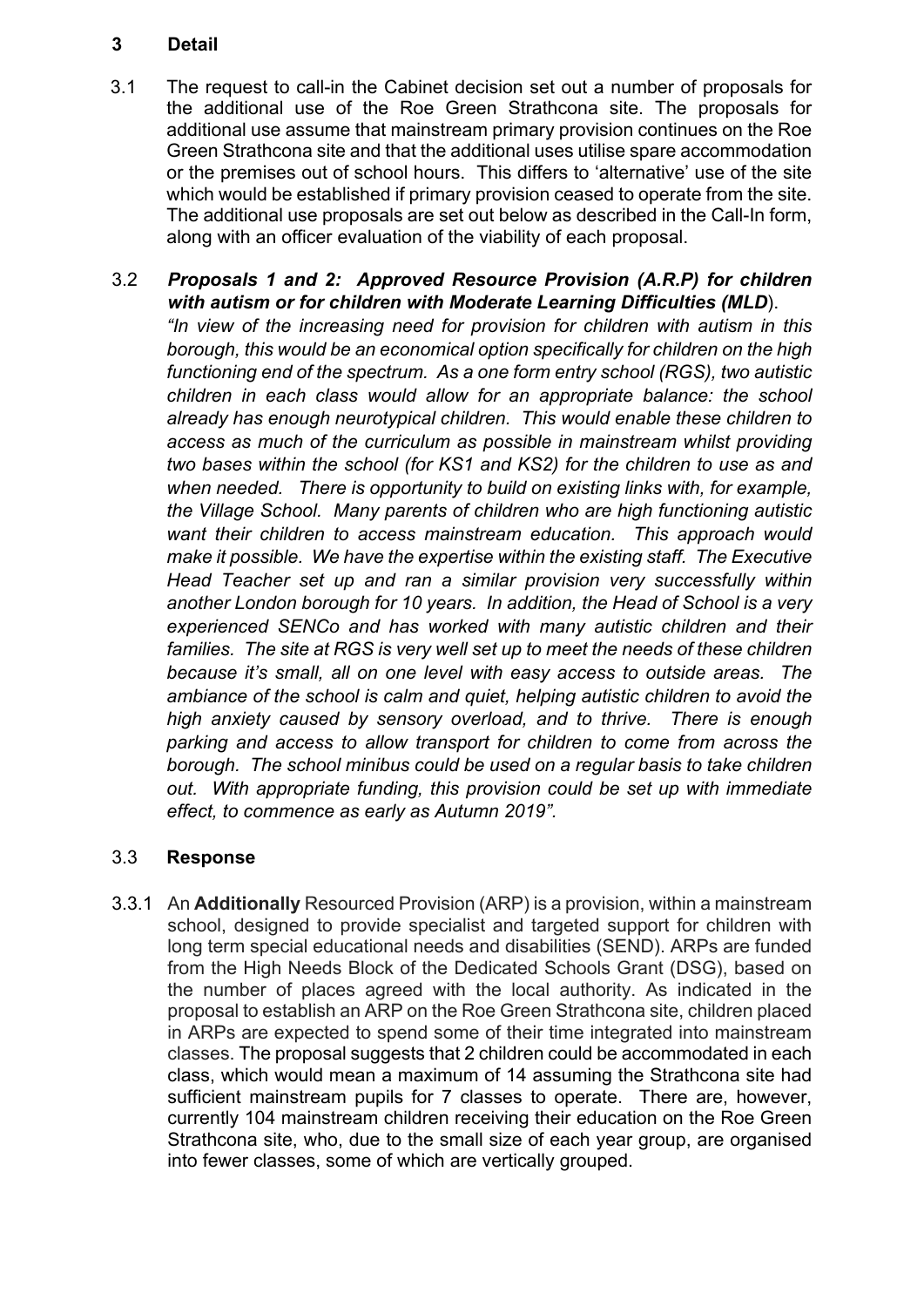## 3 Detail

3.1 The request to call-in the Cabinet decision set out a number of proposals for the additional use of the Roe Green Strathcona site. The proposals for additional use assume that mainstream primary provision continues on the Roe Green Strathcona site and that the additional uses utilise spare accommodation or the premises out of school hours. This differs to 'alternative' use of the site which would be established if primary provision ceased to operate from the site. The additional use proposals are set out below as described in the Call-In form, along with an officer evaluation of the viability of each proposal.

3.2 ***Proposals 1 and 2: Approved Resource Provision (A.R.P) for children with autism or for children with Moderate Learning Difficulties (MLD)***.

*"In view of the increasing need for provision for children with autism in this borough, this would be an economical option specifically for children on the high functioning end of the spectrum. As a one form entry school (RGS), two autistic children in each class would allow for an appropriate balance: the school already has enough neurotypical children. This would enable these children to access as much of the curriculum as possible in mainstream whilst providing two bases within the school (for KS1 and KS2) for the children to use as and when needed. There is opportunity to build on existing links with, for example, the Village School. Many parents of children who are high functioning autistic want their children to access mainstream education. This approach would make it possible. We have the expertise within the existing staff. The Executive Head Teacher set up and ran a similar provision very successfully within another London borough for 10 years. In addition, the Head of School is a very experienced SENCo and has worked with many autistic children and their families. The site at RGS is very well set up to meet the needs of these children because it's small, all on one level with easy access to outside areas. The ambiance of the school is calm and quiet, helping autistic children to avoid the high anxiety caused by sensory overload, and to thrive. There is enough parking and access to allow transport for children to come from across the borough. The school minibus could be used on a regular basis to take children out. With appropriate funding, this provision could be set up with immediate effect, to commence as early as Autumn 2019".*

### 3.3 Response

3.3.1 An **Additionally** Resourced Provision (ARP) is a provision, within a mainstream school, designed to provide specialist and targeted support for children with long term special educational needs and disabilities (SEND). ARPs are funded from the High Needs Block of the Dedicated Schools Grant (DSG), based on the number of places agreed with the local authority. As indicated in the proposal to establish an ARP on the Roe Green Strathcona site, children placed in ARPs are expected to spend some of their time integrated into mainstream classes. The proposal suggests that 2 children could be accommodated in each class, which would mean a maximum of 14 assuming the Strathcona site had sufficient mainstream pupils for 7 classes to operate. There are, however, currently 104 mainstream children receiving their education on the Roe Green Strathcona site, who, due to the small size of each year group, are organised into fewer classes, some of which are vertically grouped.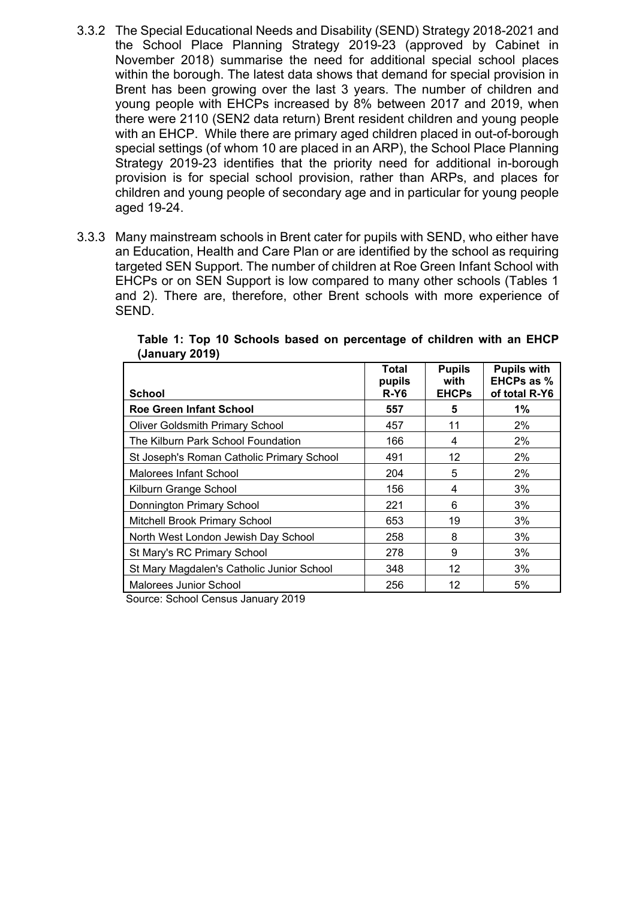3.3.2 The Special Educational Needs and Disability (SEND) Strategy 2018-2021 and the School Place Planning Strategy 2019-23 (approved by Cabinet in November 2018) summarise the need for additional special school places within the borough. The latest data shows that demand for special provision in Brent has been growing over the last 3 years. The number of children and young people with EHCPs increased by 8% between 2017 and 2019, when there were 2110 (SEN2 data return) Brent resident children and young people with an EHCP. While there are primary aged children placed in out-of-borough special settings (of whom 10 are placed in an ARP), the School Place Planning Strategy 2019-23 identifies that the priority need for additional in-borough provision is for special school provision, rather than ARPs, and places for children and young people of secondary age and in particular for young people aged 19-24.

3.3.3 Many mainstream schools in Brent cater for pupils with SEND, who either have an Education, Health and Care Plan or are identified by the school as requiring targeted SEN Support. The number of children at Roe Green Infant School with EHCPs or on SEN Support is low compared to many other schools (Tables 1 and 2). There are, therefore, other Brent schools with more experience of SEND.

**Table 1: Top 10 Schools based on percentage of children with an EHCP (January 2019)**

| School | Total pupils R-Y6 | Pupils with EHCPs | Pupils with EHCPs as % of total R-Y6 |
|---|---|---|---|
| **Roe Green Infant School** | **557** | **5** | **1%** |
| Oliver Goldsmith Primary School | 457 | 11 | 2% |
| The Kilburn Park School Foundation | 166 | 4 | 2% |
| St Joseph's Roman Catholic Primary School | 491 | 12 | 2% |
| Malorees Infant School | 204 | 5 | 2% |
| Kilburn Grange School | 156 | 4 | 3% |
| Donnington Primary School | 221 | 6 | 3% |
| Mitchell Brook Primary School | 653 | 19 | 3% |
| North West London Jewish Day School | 258 | 8 | 3% |
| St Mary's RC Primary School | 278 | 9 | 3% |
| St Mary Magdalen's Catholic Junior School | 348 | 12 | 3% |
| Malorees Junior School | 256 | 12 | 5% |

Source: School Census January 2019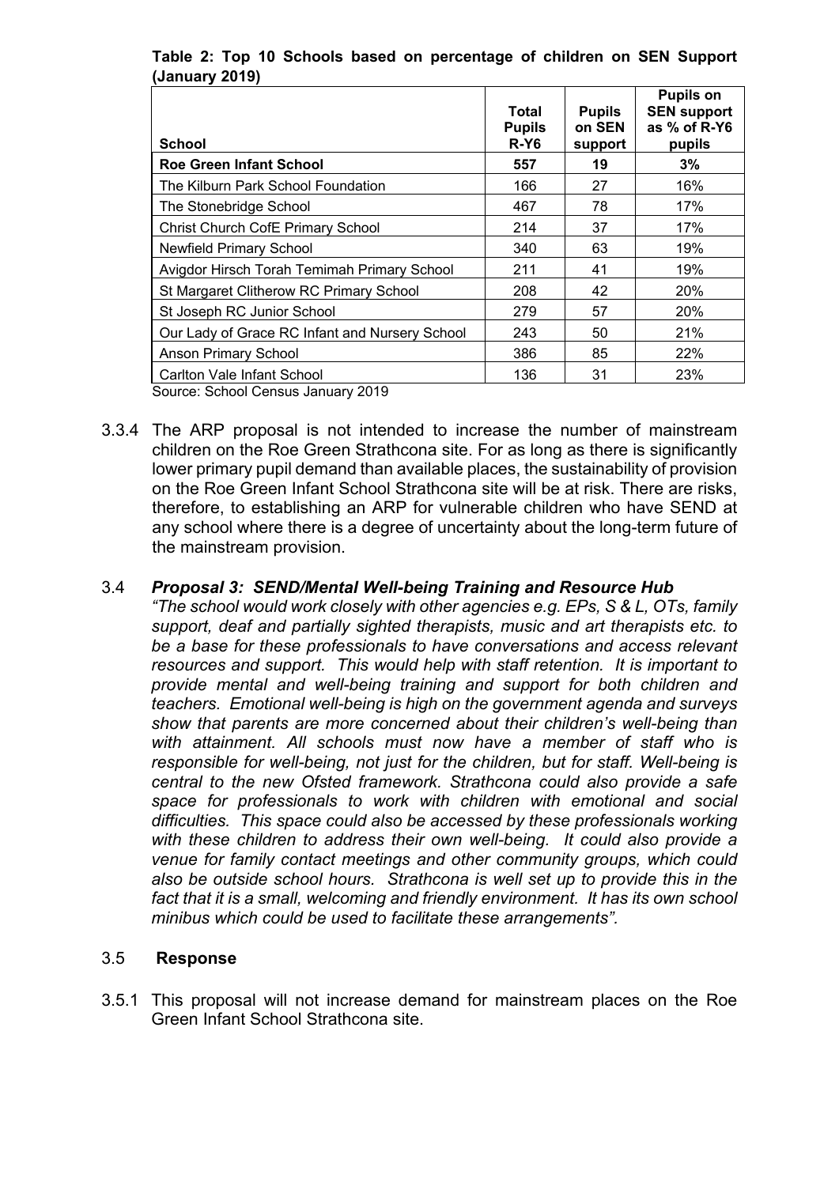**Table 2: Top 10 Schools based on percentage of children on SEN Support (January 2019)**

| School | Total Pupils R-Y6 | Pupils on SEN support | Pupils on SEN support as % of R-Y6 pupils |
|---|---|---|---|
| **Roe Green Infant School** | **557** | **19** | **3%** |
| The Kilburn Park School Foundation | 166 | 27 | 16% |
| The Stonebridge School | 467 | 78 | 17% |
| Christ Church CofE Primary School | 214 | 37 | 17% |
| Newfield Primary School | 340 | 63 | 19% |
| Avigdor Hirsch Torah Temimah Primary School | 211 | 41 | 19% |
| St Margaret Clitherow RC Primary School | 208 | 42 | 20% |
| St Joseph RC Junior School | 279 | 57 | 20% |
| Our Lady of Grace RC Infant and Nursery School | 243 | 50 | 21% |
| Anson Primary School | 386 | 85 | 22% |
| Carlton Vale Infant School | 136 | 31 | 23% |

Source: School Census January 2019

3.3.4 The ARP proposal is not intended to increase the number of mainstream children on the Roe Green Strathcona site. For as long as there is significantly lower primary pupil demand than available places, the sustainability of provision on the Roe Green Infant School Strathcona site will be at risk. There are risks, therefore, to establishing an ARP for vulnerable children who have SEND at any school where there is a degree of uncertainty about the long-term future of the mainstream provision.

### 3.4 *Proposal 3: SEND/Mental Well-being Training and Resource Hub*

*"The school would work closely with other agencies e.g. EPs, S & L, OTs, family support, deaf and partially sighted therapists, music and art therapists etc. to be a base for these professionals to have conversations and access relevant resources and support. This would help with staff retention. It is important to provide mental and well-being training and support for both children and teachers. Emotional well-being is high on the government agenda and surveys show that parents are more concerned about their children's well-being than with attainment. All schools must now have a member of staff who is responsible for well-being, not just for the children, but for staff. Well-being is central to the new Ofsted framework. Strathcona could also provide a safe space for professionals to work with children with emotional and social difficulties. This space could also be accessed by these professionals working with these children to address their own well-being. It could also provide a venue for family contact meetings and other community groups, which could also be outside school hours. Strathcona is well set up to provide this in the fact that it is a small, welcoming and friendly environment. It has its own school minibus which could be used to facilitate these arrangements".*

### 3.5 **Response**

3.5.1 This proposal will not increase demand for mainstream places on the Roe Green Infant School Strathcona site.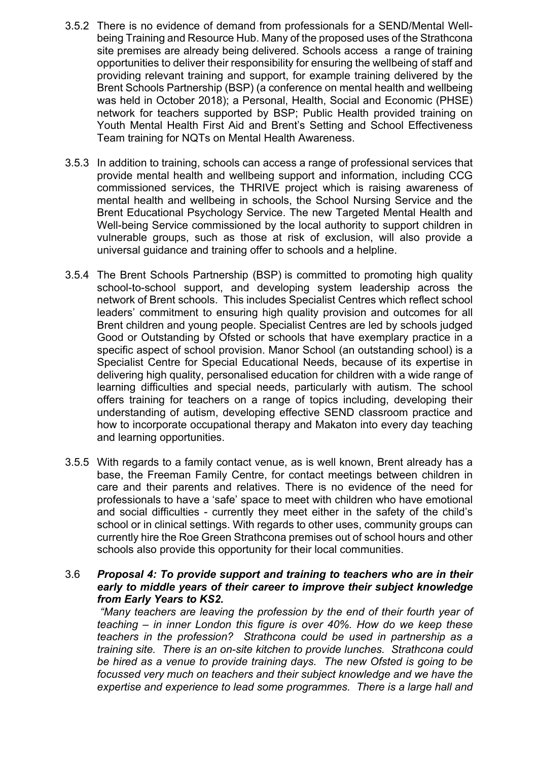3.5.2 There is no evidence of demand from professionals for a SEND/Mental Well-being Training and Resource Hub. Many of the proposed uses of the Strathcona site premises are already being delivered. Schools access a range of training opportunities to deliver their responsibility for ensuring the wellbeing of staff and providing relevant training and support, for example training delivered by the Brent Schools Partnership (BSP) (a conference on mental health and wellbeing was held in October 2018); a Personal, Health, Social and Economic (PHSE) network for teachers supported by BSP; Public Health provided training on Youth Mental Health First Aid and Brent's Setting and School Effectiveness Team training for NQTs on Mental Health Awareness.

3.5.3 In addition to training, schools can access a range of professional services that provide mental health and wellbeing support and information, including CCG commissioned services, the THRIVE project which is raising awareness of mental health and wellbeing in schools, the School Nursing Service and the Brent Educational Psychology Service. The new Targeted Mental Health and Well-being Service commissioned by the local authority to support children in vulnerable groups, such as those at risk of exclusion, will also provide a universal guidance and training offer to schools and a helpline.

3.5.4 The Brent Schools Partnership (BSP) is committed to promoting high quality school-to-school support, and developing system leadership across the network of Brent schools. This includes Specialist Centres which reflect school leaders' commitment to ensuring high quality provision and outcomes for all Brent children and young people. Specialist Centres are led by schools judged Good or Outstanding by Ofsted or schools that have exemplary practice in a specific aspect of school provision. Manor School (an outstanding school) is a Specialist Centre for Special Educational Needs, because of its expertise in delivering high quality, personalised education for children with a wide range of learning difficulties and special needs, particularly with autism. The school offers training for teachers on a range of topics including, developing their understanding of autism, developing effective SEND classroom practice and how to incorporate occupational therapy and Makaton into every day teaching and learning opportunities.

3.5.5 With regards to a family contact venue, as is well known, Brent already has a base, the Freeman Family Centre, for contact meetings between children in care and their parents and relatives. There is no evidence of the need for professionals to have a 'safe' space to meet with children who have emotional and social difficulties - currently they meet either in the safety of the child's school or in clinical settings. With regards to other uses, community groups can currently hire the Roe Green Strathcona premises out of school hours and other schools also provide this opportunity for their local communities.

3.6 ***Proposal 4: To provide support and training to teachers who are in their early to middle years of their career to improve their subject knowledge from Early Years to KS2.***

*"Many teachers are leaving the profession by the end of their fourth year of teaching – in inner London this figure is over 40%. How do we keep these teachers in the profession? Strathcona could be used in partnership as a training site. There is an on-site kitchen to provide lunches. Strathcona could be hired as a venue to provide training days. The new Ofsted is going to be focussed very much on teachers and their subject knowledge and we have the expertise and experience to lead some programmes. There is a large hall and*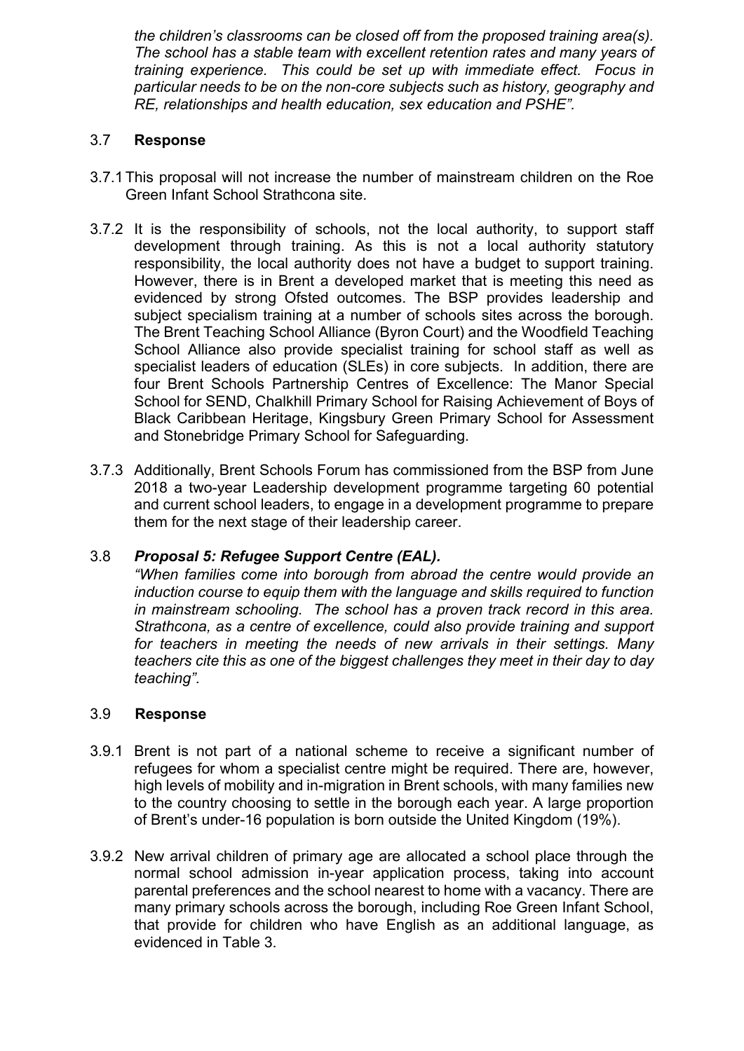*the children's classrooms can be closed off from the proposed training area(s). The school has a stable team with excellent retention rates and many years of training experience. This could be set up with immediate effect. Focus in particular needs to be on the non-core subjects such as history, geography and RE, relationships and health education, sex education and PSHE".*

### 3.7 **Response**

3.7.1 This proposal will not increase the number of mainstream children on the Roe Green Infant School Strathcona site.

3.7.2 It is the responsibility of schools, not the local authority, to support staff development through training. As this is not a local authority statutory responsibility, the local authority does not have a budget to support training. However, there is in Brent a developed market that is meeting this need as evidenced by strong Ofsted outcomes. The BSP provides leadership and subject specialism training at a number of schools sites across the borough. The Brent Teaching School Alliance (Byron Court) and the Woodfield Teaching School Alliance also provide specialist training for school staff as well as specialist leaders of education (SLEs) in core subjects. In addition, there are four Brent Schools Partnership Centres of Excellence: The Manor Special School for SEND, Chalkhill Primary School for Raising Achievement of Boys of Black Caribbean Heritage, Kingsbury Green Primary School for Assessment and Stonebridge Primary School for Safeguarding.

3.7.3 Additionally, Brent Schools Forum has commissioned from the BSP from June 2018 a two-year Leadership development programme targeting 60 potential and current school leaders, to engage in a development programme to prepare them for the next stage of their leadership career.

### 3.8 ***Proposal 5: Refugee Support Centre (EAL).***

*"When families come into borough from abroad the centre would provide an induction course to equip them with the language and skills required to function in mainstream schooling. The school has a proven track record in this area. Strathcona, as a centre of excellence, could also provide training and support for teachers in meeting the needs of new arrivals in their settings. Many teachers cite this as one of the biggest challenges they meet in their day to day teaching".*

### 3.9 **Response**

3.9.1 Brent is not part of a national scheme to receive a significant number of refugees for whom a specialist centre might be required. There are, however, high levels of mobility and in-migration in Brent schools, with many families new to the country choosing to settle in the borough each year. A large proportion of Brent's under-16 population is born outside the United Kingdom (19%).

3.9.2 New arrival children of primary age are allocated a school place through the normal school admission in-year application process, taking into account parental preferences and the school nearest to home with a vacancy. There are many primary schools across the borough, including Roe Green Infant School, that provide for children who have English as an additional language, as evidenced in Table 3.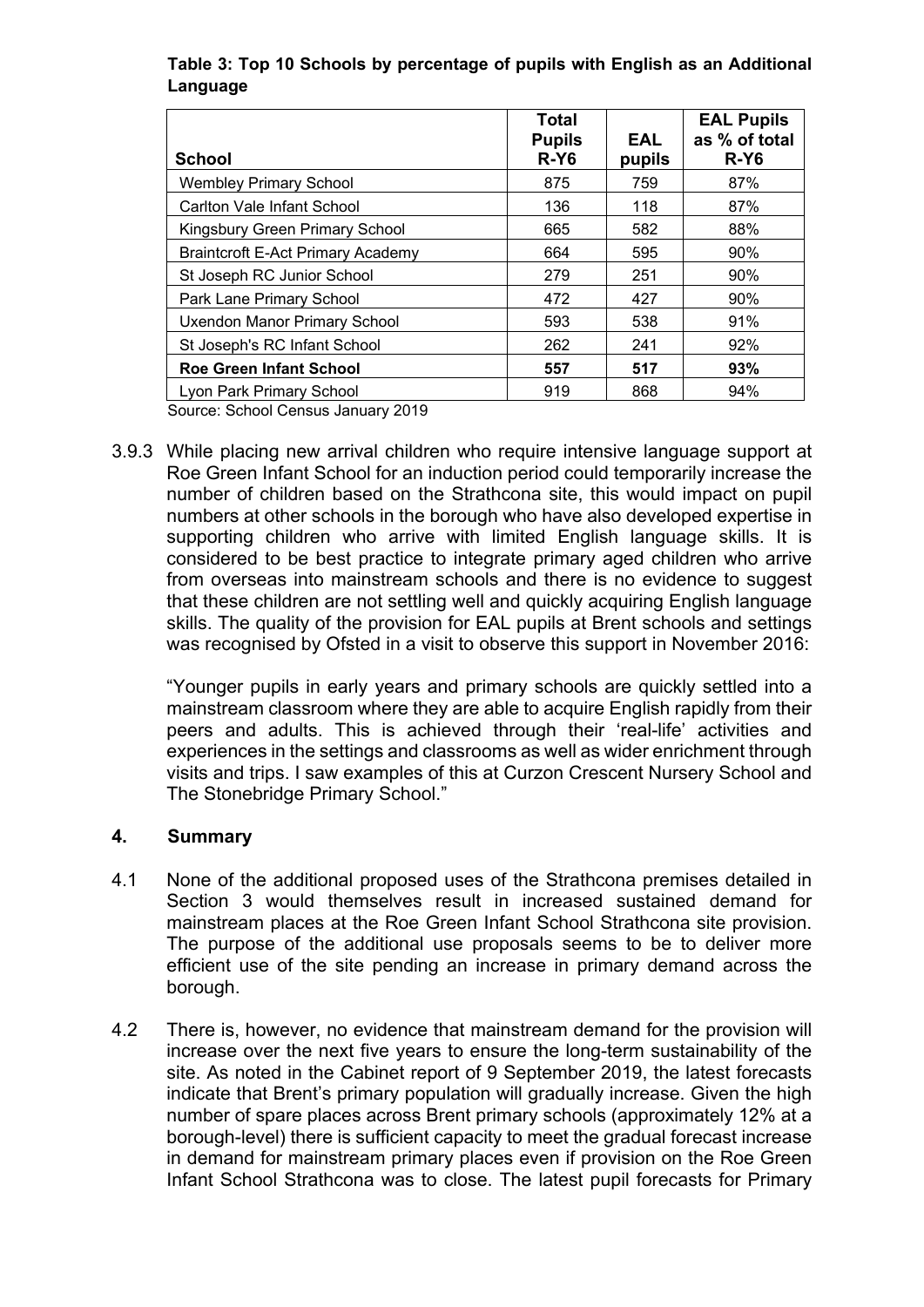**Table 3: Top 10 Schools by percentage of pupils with English as an Additional Language**

| School | Total Pupils R-Y6 | EAL pupils | EAL Pupils as % of total R-Y6 |
|---|---|---|---|
| Wembley Primary School | 875 | 759 | 87% |
| Carlton Vale Infant School | 136 | 118 | 87% |
| Kingsbury Green Primary School | 665 | 582 | 88% |
| Braintcroft E-Act Primary Academy | 664 | 595 | 90% |
| St Joseph RC Junior School | 279 | 251 | 90% |
| Park Lane Primary School | 472 | 427 | 90% |
| Uxendon Manor Primary School | 593 | 538 | 91% |
| St Joseph's RC Infant School | 262 | 241 | 92% |
| **Roe Green Infant School** | **557** | **517** | **93%** |
| Lyon Park Primary School | 919 | 868 | 94% |

Source: School Census January 2019

3.9.3 While placing new arrival children who require intensive language support at Roe Green Infant School for an induction period could temporarily increase the number of children based on the Strathcona site, this would impact on pupil numbers at other schools in the borough who have also developed expertise in supporting children who arrive with limited English language skills. It is considered to be best practice to integrate primary aged children who arrive from overseas into mainstream schools and there is no evidence to suggest that these children are not settling well and quickly acquiring English language skills. The quality of the provision for EAL pupils at Brent schools and settings was recognised by Ofsted in a visit to observe this support in November 2016:

"Younger pupils in early years and primary schools are quickly settled into a mainstream classroom where they are able to acquire English rapidly from their peers and adults. This is achieved through their 'real-life' activities and experiences in the settings and classrooms as well as wider enrichment through visits and trips. I saw examples of this at Curzon Crescent Nursery School and The Stonebridge Primary School."

## 4. Summary

4.1 None of the additional proposed uses of the Strathcona premises detailed in Section 3 would themselves result in increased sustained demand for mainstream places at the Roe Green Infant School Strathcona site provision. The purpose of the additional use proposals seems to be to deliver more efficient use of the site pending an increase in primary demand across the borough.

4.2 There is, however, no evidence that mainstream demand for the provision will increase over the next five years to ensure the long-term sustainability of the site. As noted in the Cabinet report of 9 September 2019, the latest forecasts indicate that Brent's primary population will gradually increase. Given the high number of spare places across Brent primary schools (approximately 12% at a borough-level) there is sufficient capacity to meet the gradual forecast increase in demand for mainstream primary places even if provision on the Roe Green Infant School Strathcona was to close. The latest pupil forecasts for Primary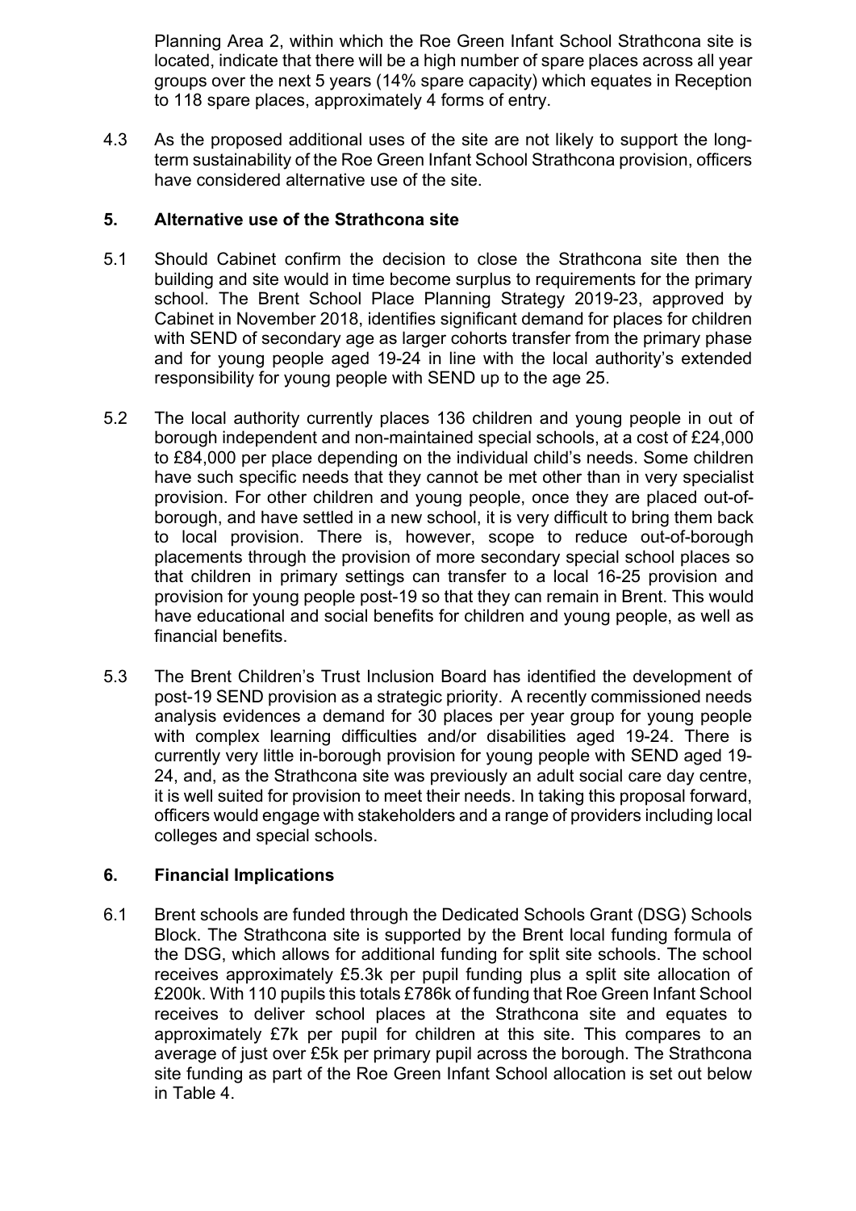Planning Area 2, within which the Roe Green Infant School Strathcona site is located, indicate that there will be a high number of spare places across all year groups over the next 5 years (14% spare capacity) which equates in Reception to 118 spare places, approximately 4 forms of entry.

4.3 As the proposed additional uses of the site are not likely to support the long-term sustainability of the Roe Green Infant School Strathcona provision, officers have considered alternative use of the site.

## 5. Alternative use of the Strathcona site

5.1 Should Cabinet confirm the decision to close the Strathcona site then the building and site would in time become surplus to requirements for the primary school. The Brent School Place Planning Strategy 2019-23, approved by Cabinet in November 2018, identifies significant demand for places for children with SEND of secondary age as larger cohorts transfer from the primary phase and for young people aged 19-24 in line with the local authority's extended responsibility for young people with SEND up to the age 25.

5.2 The local authority currently places 136 children and young people in out of borough independent and non-maintained special schools, at a cost of £24,000 to £84,000 per place depending on the individual child's needs. Some children have such specific needs that they cannot be met other than in very specialist provision. For other children and young people, once they are placed out-of-borough, and have settled in a new school, it is very difficult to bring them back to local provision. There is, however, scope to reduce out-of-borough placements through the provision of more secondary special school places so that children in primary settings can transfer to a local 16-25 provision and provision for young people post-19 so that they can remain in Brent. This would have educational and social benefits for children and young people, as well as financial benefits.

5.3 The Brent Children's Trust Inclusion Board has identified the development of post-19 SEND provision as a strategic priority. A recently commissioned needs analysis evidences a demand for 30 places per year group for young people with complex learning difficulties and/or disabilities aged 19-24. There is currently very little in-borough provision for young people with SEND aged 19-24, and, as the Strathcona site was previously an adult social care day centre, it is well suited for provision to meet their needs. In taking this proposal forward, officers would engage with stakeholders and a range of providers including local colleges and special schools.

## 6. Financial Implications

6.1 Brent schools are funded through the Dedicated Schools Grant (DSG) Schools Block. The Strathcona site is supported by the Brent local funding formula of the DSG, which allows for additional funding for split site schools. The school receives approximately £5.3k per pupil funding plus a split site allocation of £200k. With 110 pupils this totals £786k of funding that Roe Green Infant School receives to deliver school places at the Strathcona site and equates to approximately £7k per pupil for children at this site. This compares to an average of just over £5k per primary pupil across the borough. The Strathcona site funding as part of the Roe Green Infant School allocation is set out below in Table 4.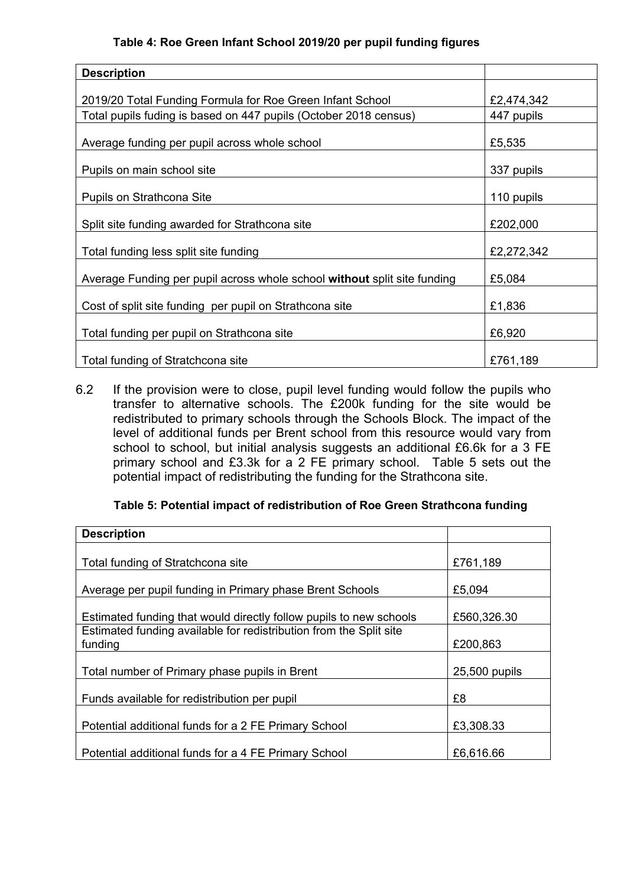**Table 4: Roe Green Infant School 2019/20 per pupil funding figures**

| Description | |
|---|---|
| 2019/20 Total Funding Formula for Roe Green Infant School | £2,474,342 |
| Total pupils fuding is based on 447 pupils (October 2018 census) | 447 pupils |
| Average funding per pupil across whole school | £5,535 |
| Pupils on main school site | 337 pupils |
| Pupils on Strathcona Site | 110 pupils |
| Split site funding awarded for Strathcona site | £202,000 |
| Total funding less split site funding | £2,272,342 |
| Average Funding per pupil across whole school **without** split site funding | £5,084 |
| Cost of split site funding per pupil on Strathcona site | £1,836 |
| Total funding per pupil on Strathcona site | £6,920 |
| Total funding of Stratchcona site | £761,189 |

6.2 If the provision were to close, pupil level funding would follow the pupils who transfer to alternative schools. The £200k funding for the site would be redistributed to primary schools through the Schools Block. The impact of the level of additional funds per Brent school from this resource would vary from school to school, but initial analysis suggests an additional £6.6k for a 3 FE primary school and £3.3k for a 2 FE primary school. Table 5 sets out the potential impact of redistributing the funding for the Strathcona site.

**Table 5: Potential impact of redistribution of Roe Green Strathcona funding**

| Description | |
|---|---|
| Total funding of Stratchcona site | £761,189 |
| Average per pupil funding in Primary phase Brent Schools | £5,094 |
| Estimated funding that would directly follow pupils to new schools | £560,326.30 |
| Estimated funding available for redistribution from the Split site funding | £200,863 |
| Total number of Primary phase pupils in Brent | 25,500 pupils |
| Funds available for redistribution per pupil | £8 |
| Potential additional funds for a 2 FE Primary School | £3,308.33 |
| Potential additional funds for a 4 FE Primary School | £6,616.66 |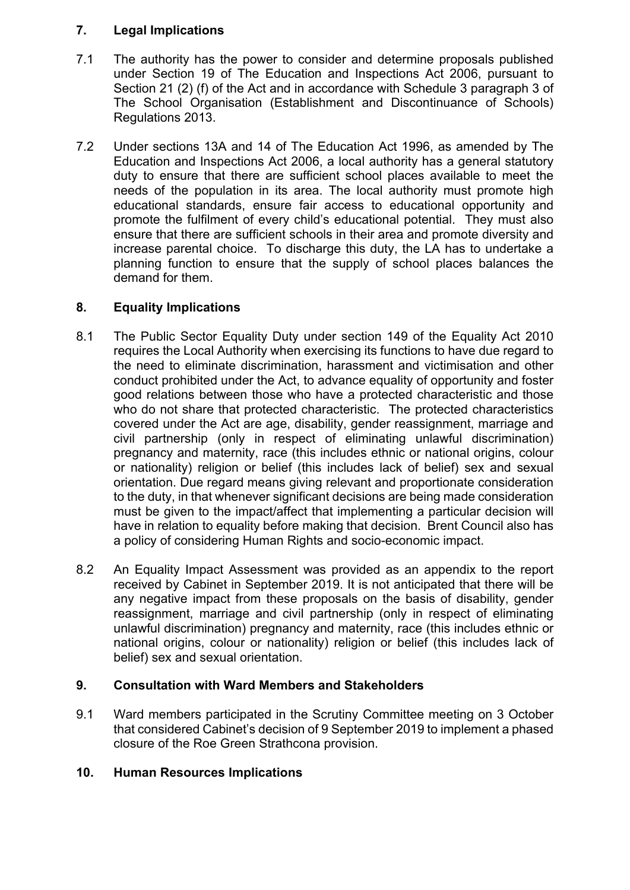## 7. Legal Implications

7.1 The authority has the power to consider and determine proposals published under Section 19 of The Education and Inspections Act 2006, pursuant to Section 21 (2) (f) of the Act and in accordance with Schedule 3 paragraph 3 of The School Organisation (Establishment and Discontinuance of Schools) Regulations 2013.

7.2 Under sections 13A and 14 of The Education Act 1996, as amended by The Education and Inspections Act 2006, a local authority has a general statutory duty to ensure that there are sufficient school places available to meet the needs of the population in its area. The local authority must promote high educational standards, ensure fair access to educational opportunity and promote the fulfilment of every child's educational potential. They must also ensure that there are sufficient schools in their area and promote diversity and increase parental choice. To discharge this duty, the LA has to undertake a planning function to ensure that the supply of school places balances the demand for them.

## 8. Equality Implications

8.1 The Public Sector Equality Duty under section 149 of the Equality Act 2010 requires the Local Authority when exercising its functions to have due regard to the need to eliminate discrimination, harassment and victimisation and other conduct prohibited under the Act, to advance equality of opportunity and foster good relations between those who have a protected characteristic and those who do not share that protected characteristic. The protected characteristics covered under the Act are age, disability, gender reassignment, marriage and civil partnership (only in respect of eliminating unlawful discrimination) pregnancy and maternity, race (this includes ethnic or national origins, colour or nationality) religion or belief (this includes lack of belief) sex and sexual orientation. Due regard means giving relevant and proportionate consideration to the duty, in that whenever significant decisions are being made consideration must be given to the impact/affect that implementing a particular decision will have in relation to equality before making that decision. Brent Council also has a policy of considering Human Rights and socio-economic impact.

8.2 An Equality Impact Assessment was provided as an appendix to the report received by Cabinet in September 2019. It is not anticipated that there will be any negative impact from these proposals on the basis of disability, gender reassignment, marriage and civil partnership (only in respect of eliminating unlawful discrimination) pregnancy and maternity, race (this includes ethnic or national origins, colour or nationality) religion or belief (this includes lack of belief) sex and sexual orientation.

## 9. Consultation with Ward Members and Stakeholders

9.1 Ward members participated in the Scrutiny Committee meeting on 3 October that considered Cabinet's decision of 9 September 2019 to implement a phased closure of the Roe Green Strathcona provision.

## 10. Human Resources Implications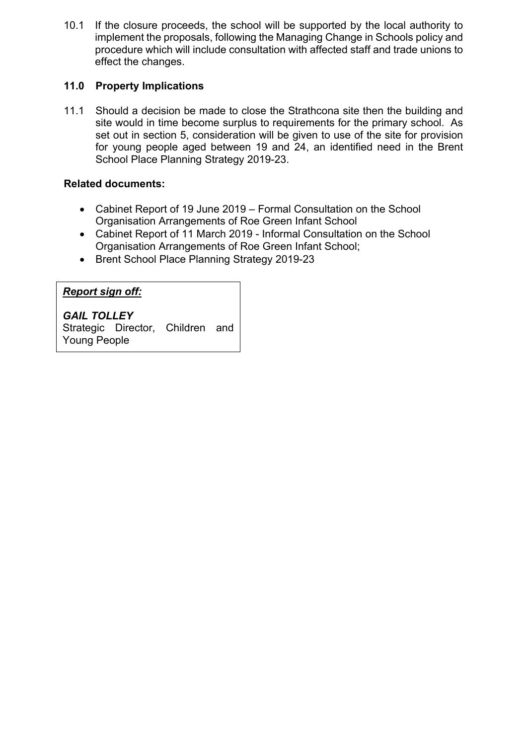10.1 If the closure proceeds, the school will be supported by the local authority to implement the proposals, following the Managing Change in Schools policy and procedure which will include consultation with affected staff and trade unions to effect the changes.

## 11.0 Property Implications

11.1 Should a decision be made to close the Strathcona site then the building and site would in time become surplus to requirements for the primary school. As set out in section 5, consideration will be given to use of the site for provision for young people aged between 19 and 24, an identified need in the Brent School Place Planning Strategy 2019-23.

**Related documents:**

- Cabinet Report of 19 June 2019 – Formal Consultation on the School Organisation Arrangements of Roe Green Infant School
- Cabinet Report of 11 March 2019 - Informal Consultation on the School Organisation Arrangements of Roe Green Infant School;
- Brent School Place Planning Strategy 2019-23

***Report sign off:***

***GAIL TOLLEY***
Strategic Director, Children and Young People